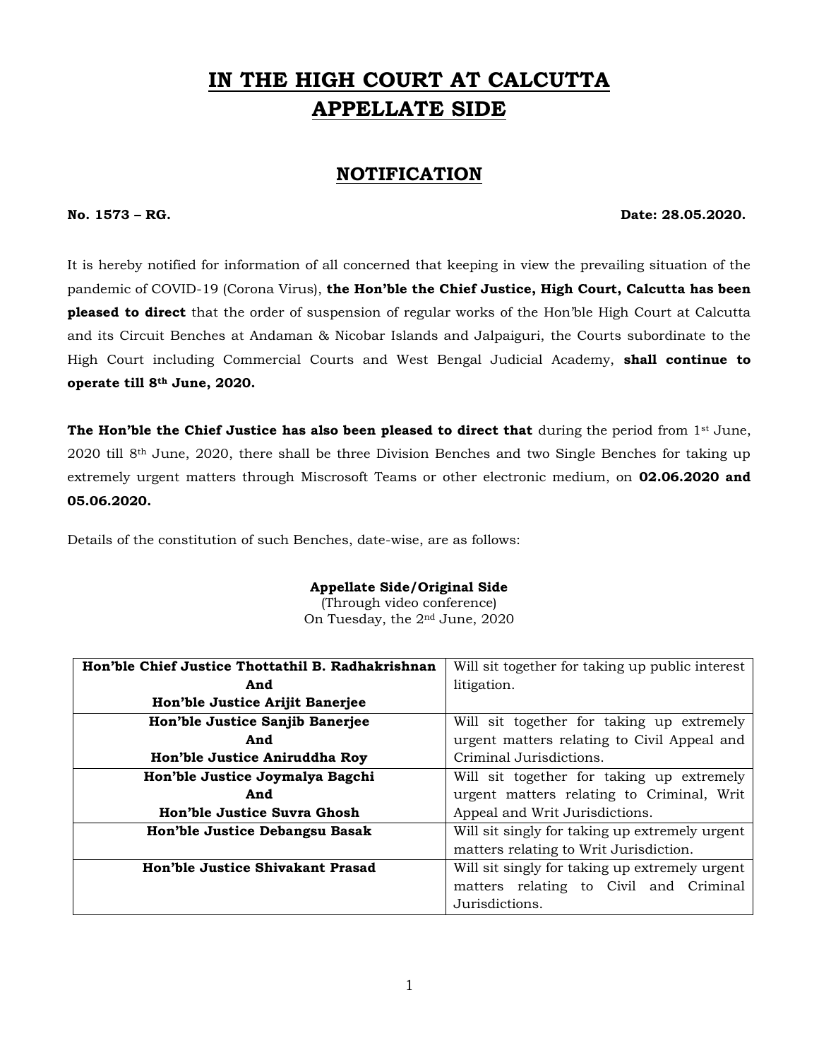# IN THE HIGH COURT AT CALCUTTA
# APPELLATE SIDE

## NOTIFICATION

**No. 1573 – RG.** **Date: 28.05.2020.**

It is hereby notified for information of all concerned that keeping in view the prevailing situation of the pandemic of COVID-19 (Corona Virus), **the Hon'ble the Chief Justice, High Court, Calcutta has been pleased to direct** that the order of suspension of regular works of the Hon'ble High Court at Calcutta and its Circuit Benches at Andaman & Nicobar Islands and Jalpaiguri, the Courts subordinate to the High Court including Commercial Courts and West Bengal Judicial Academy, **shall continue to operate till 8th June, 2020.**

**The Hon'ble the Chief Justice has also been pleased to direct that** during the period from 1st June, 2020 till 8th June, 2020, there shall be three Division Benches and two Single Benches for taking up extremely urgent matters through Miscrosoft Teams or other electronic medium, on **02.06.2020 and 05.06.2020.**

Details of the constitution of such Benches, date-wise, are as follows:

**Appellate Side/Original Side**
(Through video conference)
On Tuesday, the 2nd June, 2020

| | |
|---|---|
| **Hon'ble Chief Justice Thottathil B. Radhakrishnan And Hon'ble Justice Arijit Banerjee** | Will sit together for taking up public interest litigation. |
| **Hon'ble Justice Sanjib Banerjee And Hon'ble Justice Aniruddha Roy** | Will sit together for taking up extremely urgent matters relating to Civil Appeal and Criminal Jurisdictions. |
| **Hon'ble Justice Joymalya Bagchi And Hon'ble Justice Suvra Ghosh** | Will sit together for taking up extremely urgent matters relating to Criminal, Writ Appeal and Writ Jurisdictions. |
| **Hon'ble Justice Debangsu Basak** | Will sit singly for taking up extremely urgent matters relating to Writ Jurisdiction. |
| **Hon'ble Justice Shivakant Prasad** | Will sit singly for taking up extremely urgent matters relating to Civil and Criminal Jurisdictions. |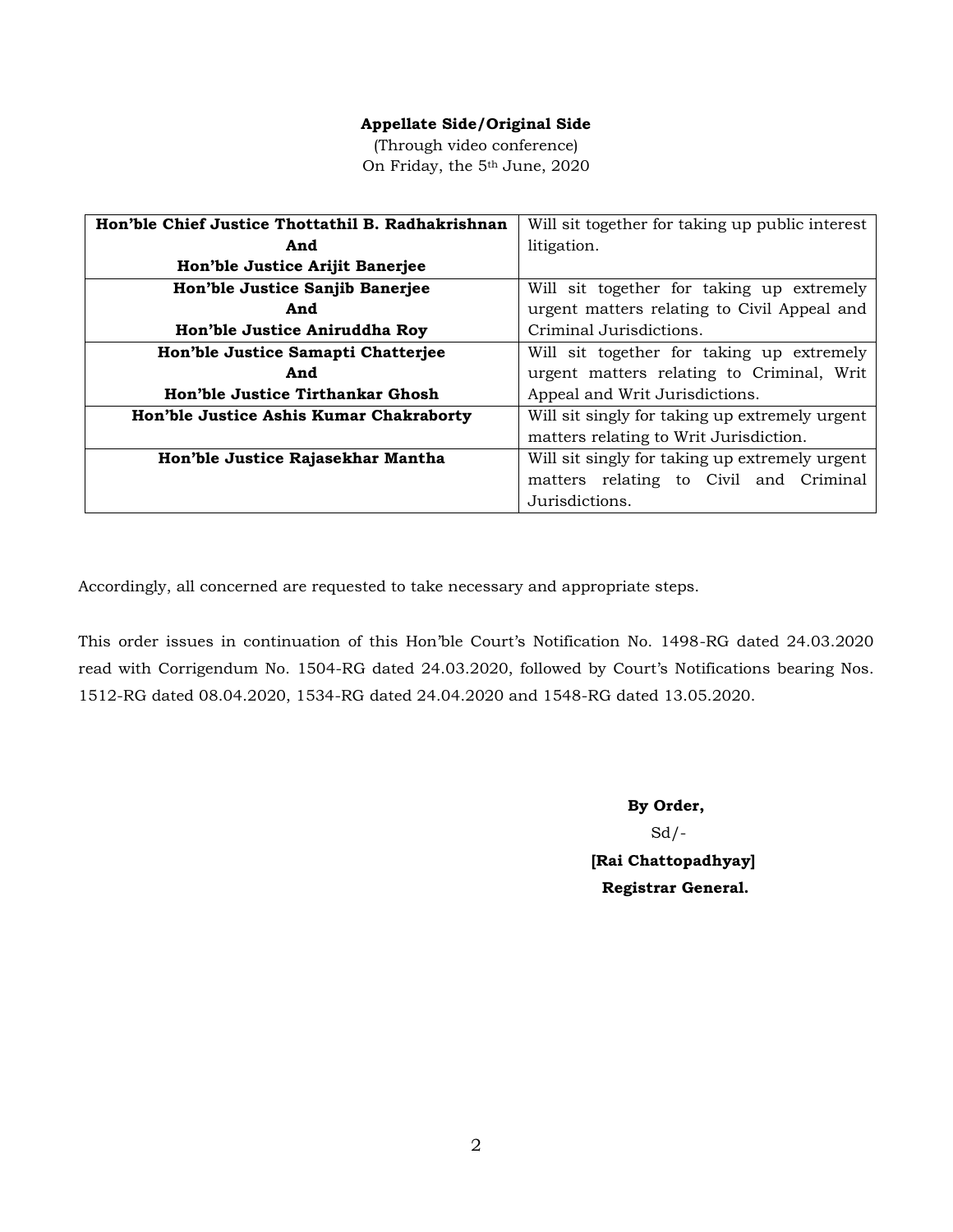**Appellate Side/Original Side**

(Through video conference)

On Friday, the 5th June, 2020

| | |
|---|---|
| **Hon'ble Chief Justice Thottathil B. Radhakrishnan And Hon'ble Justice Arijit Banerjee** | Will sit together for taking up public interest litigation. |
| **Hon'ble Justice Sanjib Banerjee And Hon'ble Justice Aniruddha Roy** | Will sit together for taking up extremely urgent matters relating to Civil Appeal and Criminal Jurisdictions. |
| **Hon'ble Justice Samapti Chatterjee And Hon'ble Justice Tirthankar Ghosh** | Will sit together for taking up extremely urgent matters relating to Criminal, Writ Appeal and Writ Jurisdictions. |
| **Hon'ble Justice Ashis Kumar Chakraborty** | Will sit singly for taking up extremely urgent matters relating to Writ Jurisdiction. |
| **Hon'ble Justice Rajasekhar Mantha** | Will sit singly for taking up extremely urgent matters relating to Civil and Criminal Jurisdictions. |

Accordingly, all concerned are requested to take necessary and appropriate steps.

This order issues in continuation of this Hon'ble Court's Notification No. 1498-RG dated 24.03.2020 read with Corrigendum No. 1504-RG dated 24.03.2020, followed by Court's Notifications bearing Nos. 1512-RG dated 08.04.2020, 1534-RG dated 24.04.2020 and 1548-RG dated 13.05.2020.

**By Order,**

Sd/-

**[Rai Chattopadhyay]**

**Registrar General.**